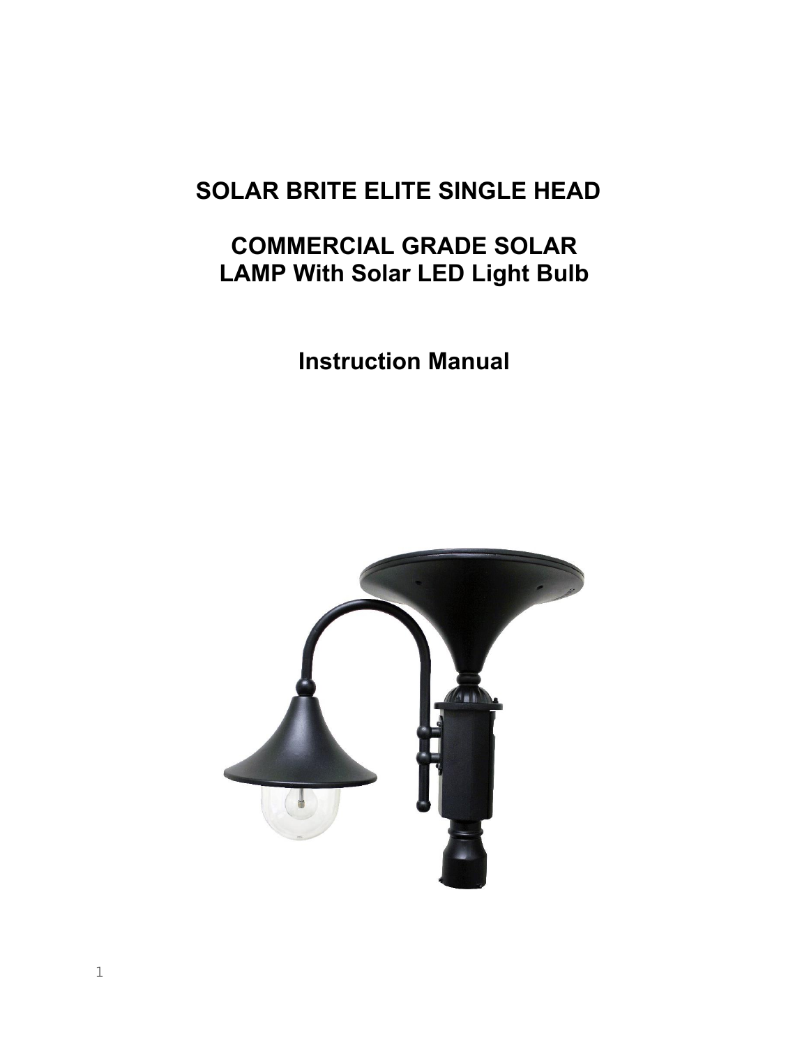# SOLAR BRITE ELITE SINGLE HEAD

## COMMERCIAL GRADE SOLAR LAMP With Solar LED Light Bulb

## Instruction Manual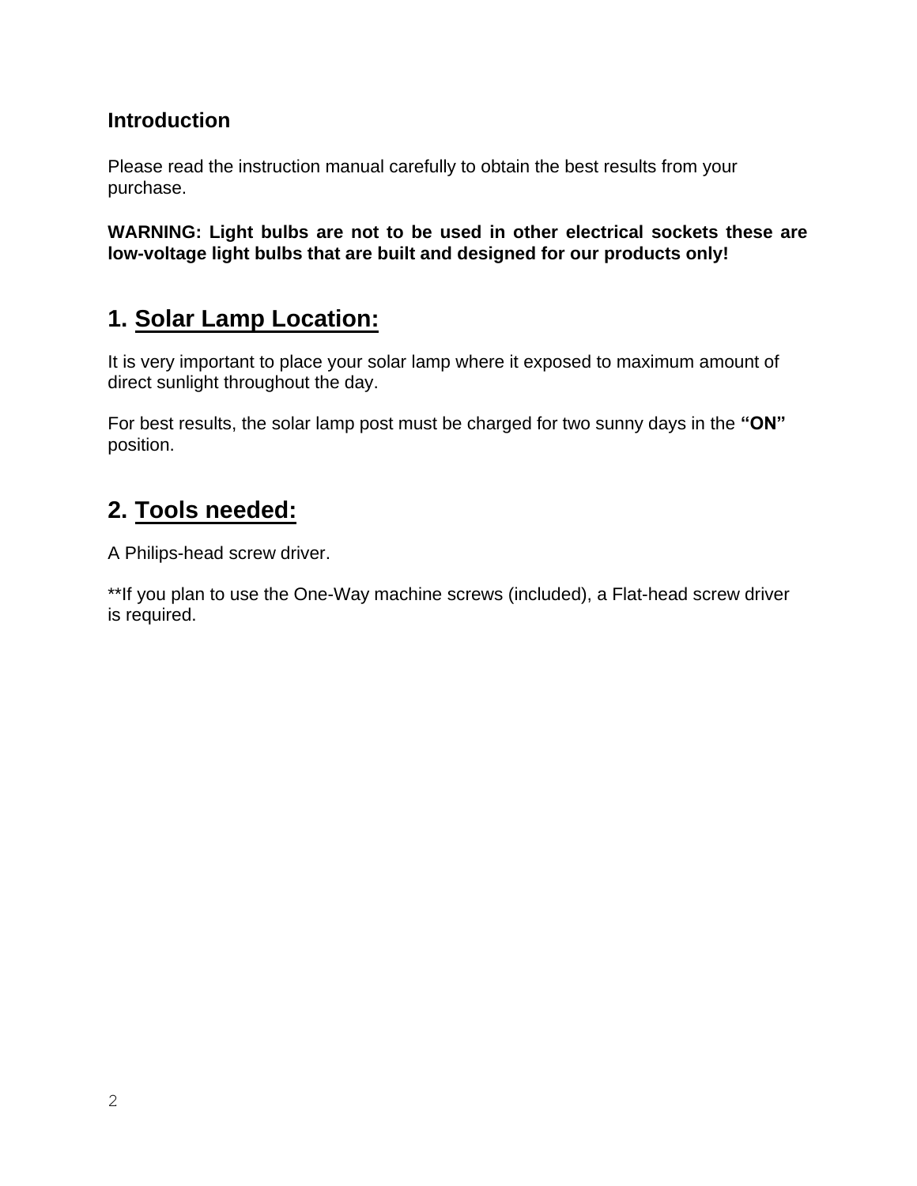## Introduction

Please read the instruction manual carefully to obtain the best results from your purchase.

**WARNING: Light bulbs are not to be used in other electrical sockets these are low-voltage light bulbs that are built and designed for our products only!**

## 1. Solar Lamp Location:

It is very important to place your solar lamp where it exposed to maximum amount of direct sunlight throughout the day.

For best results, the solar lamp post must be charged for two sunny days in the **"ON"** position.

## 2. Tools needed:

A Philips-head screw driver.

**If you plan to use the One-Way machine screws (included), a Flat-head screw driver is required.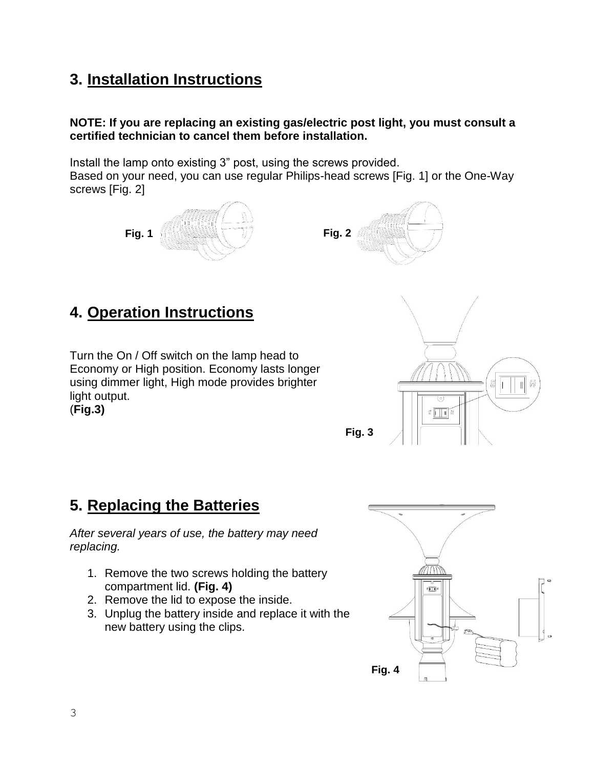## 3. Installation Instructions

**NOTE: If you are replacing an existing gas/electric post light, you must consult a certified technician to cancel them before installation.**

Install the lamp onto existing 3" post, using the screws provided.
Based on your need, you can use regular Philips-head screws [Fig. 1] or the One-Way screws [Fig. 2]

**Fig. 1** **Fig. 2**

## 4. Operation Instructions

Turn the On / Off switch on the lamp head to Economy or High position. Economy lasts longer using dimmer light, High mode provides brighter light output.
(**Fig.3)**

**Fig. 3**

## 5. Replacing the Batteries

*After several years of use, the battery may need replacing.*

1. Remove the two screws holding the battery compartment lid. **(Fig. 4)**
2. Remove the lid to expose the inside.
3. Unplug the battery inside and replace it with the new battery using the clips.

**Fig. 4**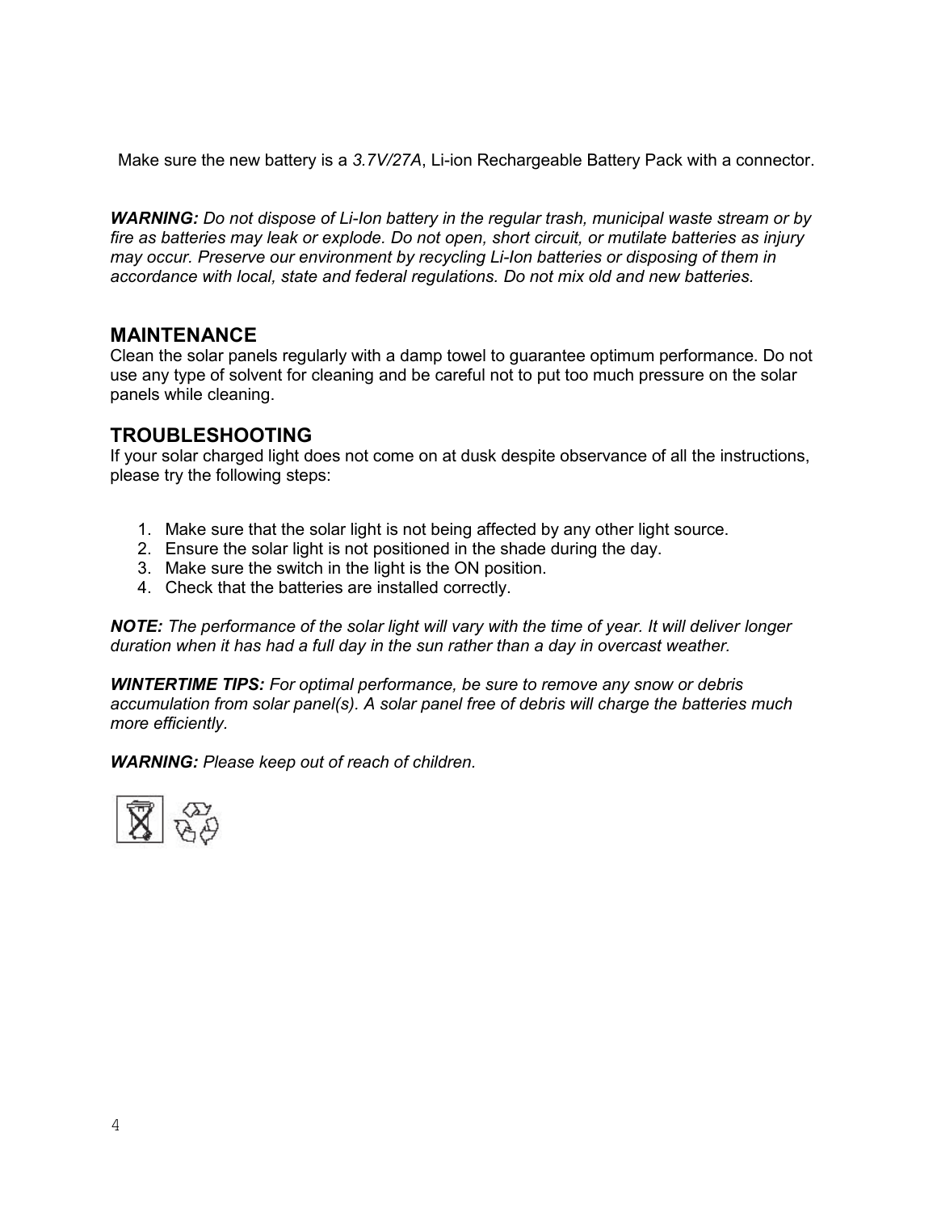Make sure the new battery is a *3.7V/27A*, Li-ion Rechargeable Battery Pack with a connector.

***WARNING:*** *Do not dispose of Li-Ion battery in the regular trash, municipal waste stream or by fire as batteries may leak or explode. Do not open, short circuit, or mutilate batteries as injury may occur. Preserve our environment by recycling Li-Ion batteries or disposing of them in accordance with local, state and federal regulations. Do not mix old and new batteries.*

## MAINTENANCE

Clean the solar panels regularly with a damp towel to guarantee optimum performance. Do not use any type of solvent for cleaning and be careful not to put too much pressure on the solar panels while cleaning.

## TROUBLESHOOTING

If your solar charged light does not come on at dusk despite observance of all the instructions, please try the following steps:

1. Make sure that the solar light is not being affected by any other light source.
2. Ensure the solar light is not positioned in the shade during the day.
3. Make sure the switch in the light is the ON position.
4. Check that the batteries are installed correctly.

***NOTE:*** *The performance of the solar light will vary with the time of year. It will deliver longer duration when it has had a full day in the sun rather than a day in overcast weather.*

***WINTERTIME TIPS:*** *For optimal performance, be sure to remove any snow or debris accumulation from solar panel(s). A solar panel free of debris will charge the batteries much more efficiently.*

***WARNING:*** *Please keep out of reach of children.*